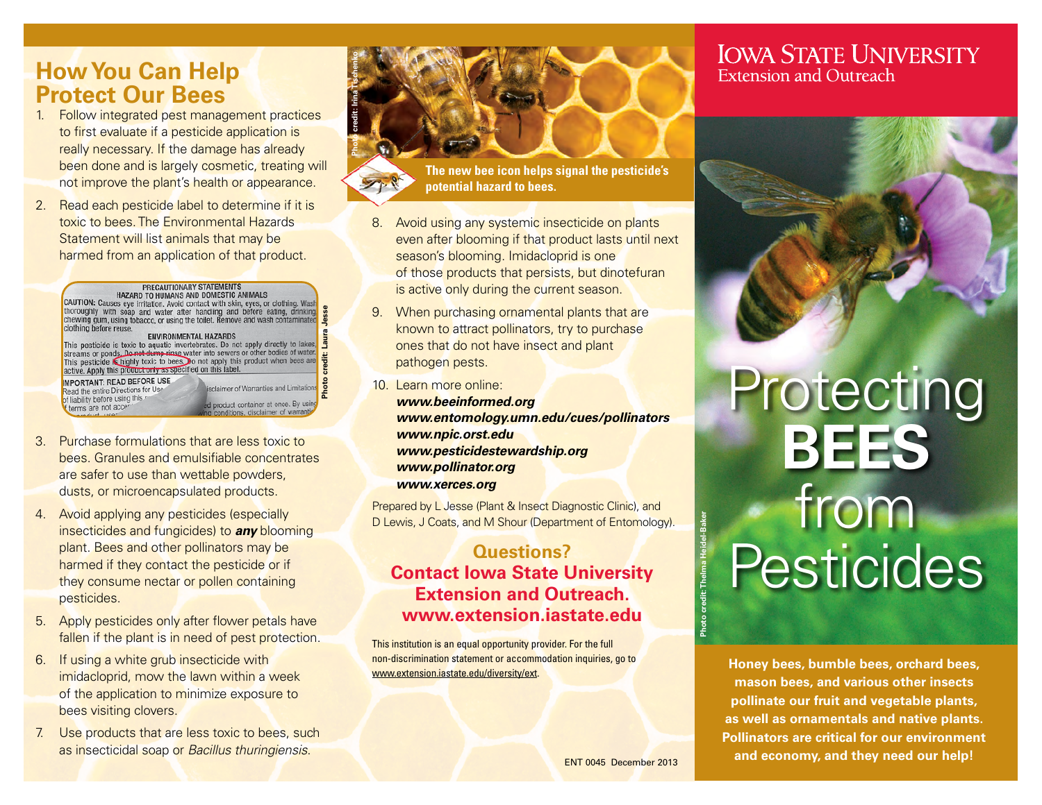## How You Can Help Protect Our Bees

1. Follow integrated pest management practices to first evaluate if a pesticide application is really necessary. If the damage has already been done and is largely cosmetic, treating will not improve the plant's health or appearance.
2. Read each pesticide label to determine if it is toxic to bees. The Environmental Hazards Statement will list animals that may be harmed from an application of that product.

Photo credit: Laura Jesse

3. Purchase formulations that are less toxic to bees. Granules and emulsifiable concentrates are safer to use than wettable powders, dusts, or microencapsulated products.
4. Avoid applying any pesticides (especially insecticides and fungicides) to ***any*** blooming plant. Bees and other pollinators may be harmed if they contact the pesticide or if they consume nectar or pollen containing pesticides.
5. Apply pesticides only after flower petals have fallen if the plant is in need of pest protection.
6. If using a white grub insecticide with imidacloprid, mow the lawn within a week of the application to minimize exposure to bees visiting clovers.
7. Use products that are less toxic to bees, such as insecticidal soap or *Bacillus thuringiensis*.

Photo credit: Irina Tischenko

**The new bee icon helps signal the pesticide's potential hazard to bees.**

8. Avoid using any systemic insecticide on plants even after blooming if that product lasts until next season's blooming. Imidacloprid is one of those products that persists, but dinotefuran is active only during the current season.
9. When purchasing ornamental plants that are known to attract pollinators, try to purchase ones that do not have insect and plant pathogen pests.
10. Learn more online:
    ***www.beeinformed.org***
    ***www.entomology.umn.edu/cues/pollinators***
    ***www.npic.orst.edu***
    ***www.pesticidestewardship.org***
    ***www.pollinator.org***
    ***www.xerces.org***

Prepared by L Jesse (Plant & Insect Diagnostic Clinic), and D Lewis, J Coats, and M Shour (Department of Entomology).

**Questions?**
**Contact Iowa State University Extension and Outreach.**
**www.extension.iastate.edu**

This institution is an equal opportunity provider. For the full non-discrimination statement or accommodation inquiries, go to www.extension.iastate.edu/diversity/ext.

ENT 0045 December 2013

IOWA STATE UNIVERSITY
Extension and Outreach

# Protecting **BEES** from Pesticides

Photo credit: Thelma Heidel-Baker

**Honey bees, bumble bees, orchard bees, mason bees, and various other insects pollinate our fruit and vegetable plants, as well as ornamentals and native plants. Pollinators are critical for our environment and economy, and they need our help!**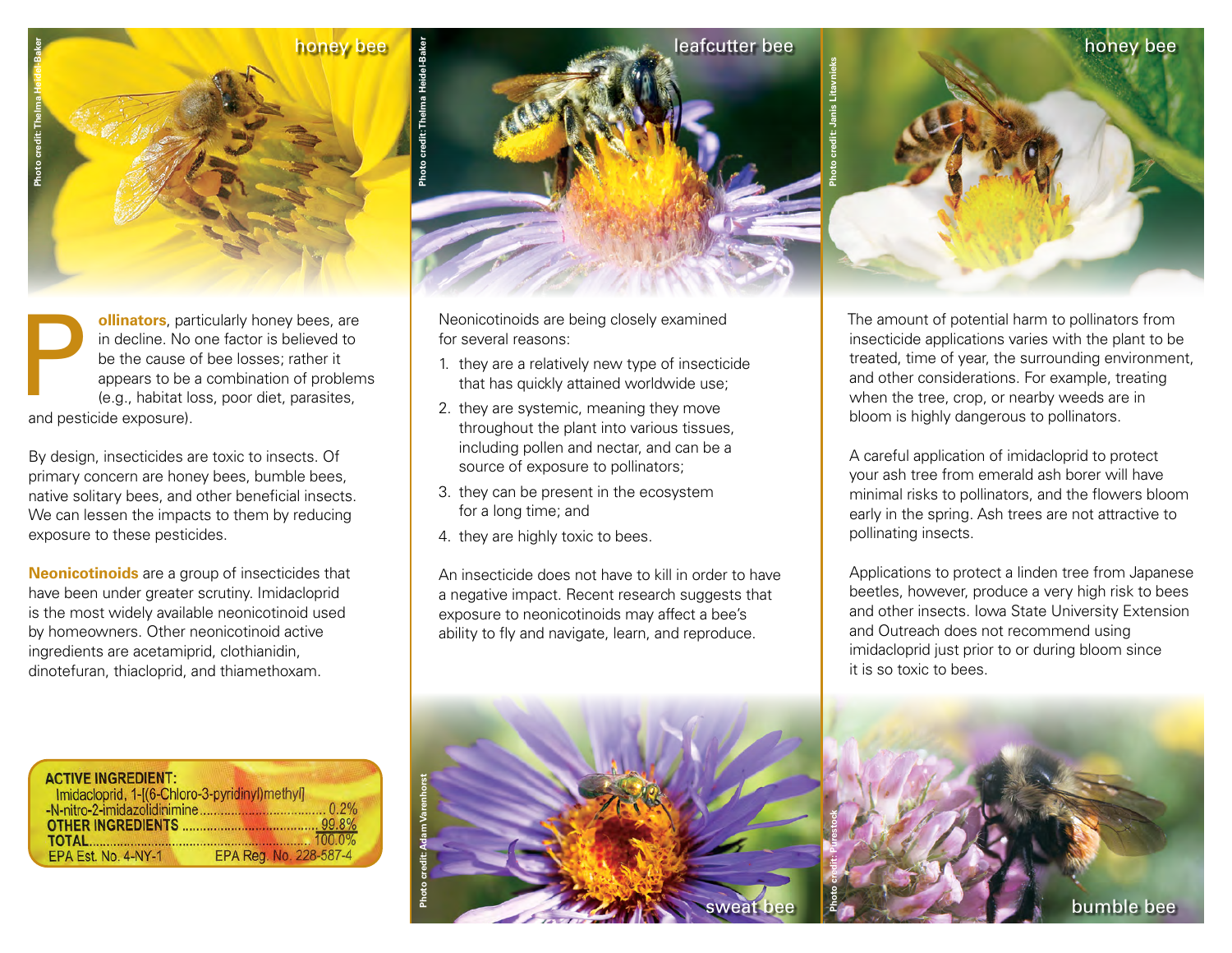**Pollinators**, particularly honey bees, are in decline. No one factor is believed to be the cause of bee losses; rather it appears to be a combination of problems (e.g., habitat loss, poor diet, parasites, and pesticide exposure).

By design, insecticides are toxic to insects. Of primary concern are honey bees, bumble bees, native solitary bees, and other beneficial insects. We can lessen the impacts to them by reducing exposure to these pesticides.

**Neonicotinoids** are a group of insecticides that have been under greater scrutiny. Imidacloprid is the most widely available neonicotinoid used by homeowners. Other neonicotinoid active ingredients are acetamiprid, clothianidin, dinotefuran, thiacloprid, and thiamethoxam.

**ACTIVE INGREDIENT:**
Imidacloprid, 1-[(6-Chloro-3-pyridinyl)methyl]-N-nitro-2-imidazolidinimine .................. 0.2%
**OTHER INGREDIENTS** .................. 99.8%
**TOTAL** .................. 100.0%
EPA Est. No. 4-NY-1 EPA Reg. No. 228-587-4

Neonicotinoids are being closely examined for several reasons:

1. they are a relatively new type of insecticide that has quickly attained worldwide use;
2. they are systemic, meaning they move throughout the plant into various tissues, including pollen and nectar, and can be a source of exposure to pollinators;
3. they can be present in the ecosystem for a long time; and
4. they are highly toxic to bees.

An insecticide does not have to kill in order to have a negative impact. Recent research suggests that exposure to neonicotinoids may affect a bee's ability to fly and navigate, learn, and reproduce.

The amount of potential harm to pollinators from insecticide applications varies with the plant to be treated, time of year, the surrounding environment, and other considerations. For example, treating when the tree, crop, or nearby weeds are in bloom is highly dangerous to pollinators.

A careful application of imidacloprid to protect your ash tree from emerald ash borer will have minimal risks to pollinators, and the flowers bloom early in the spring. Ash trees are not attractive to pollinating insects.

Applications to protect a linden tree from Japanese beetles, however, produce a very high risk to bees and other insects. Iowa State University Extension and Outreach does not recommend using imidacloprid just prior to or during bloom since it is so toxic to bees.

honey bee
Photo credit: Thelma Heidel-Baker

leafcutter bee
Photo credit: Thelma Heidel-Baker

honey bee
Photo credit: Janis Litavnieks

sweat bee
Photo credit: Adam Varenhorst

bumble bee
Photo credit: Purestock